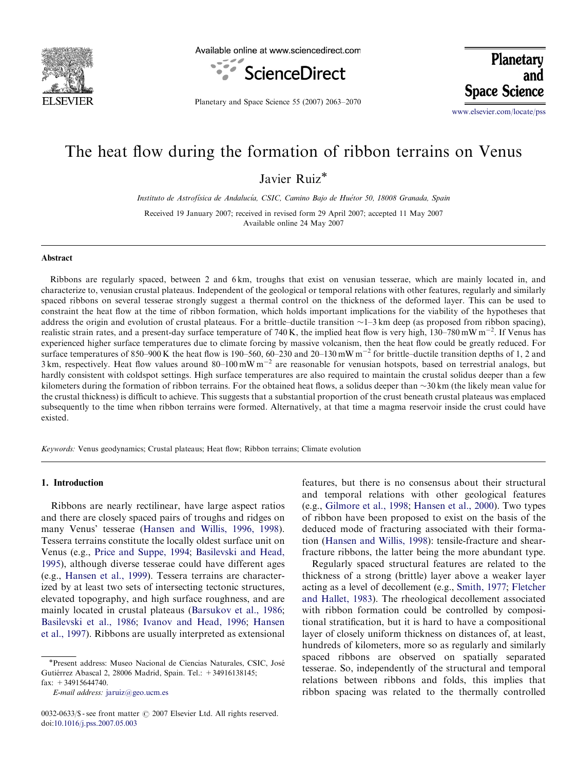# The heat flow during the formation of ribbon terrains on Venus

Javier Ruiz*

*Instituto de Astrofísica de Andalucía, CSIC, Camino Bajo de Huétor 50, 18008 Granada, Spain*

Received 19 January 2007; received in revised form 29 April 2007; accepted 11 May 2007
Available online 24 May 2007

## Abstract

Ribbons are regularly spaced, between 2 and 6 km, troughs that exist on venusian tesserae, which are mainly located in, and characterize to, venusian crustal plateaus. Independent of the geological or temporal relations with other features, regularly and similarly spaced ribbons on several tesserae strongly suggest a thermal control on the thickness of the deformed layer. This can be used to constraint the heat flow at the time of ribbon formation, which holds important implications for the viability of the hypotheses that address the origin and evolution of crustal plateaus. For a brittle–ductile transition ~1–3 km deep (as proposed from ribbon spacing), realistic strain rates, and a present-day surface temperature of 740 K, the implied heat flow is very high, 130–780 mW m$^{-2}$. If Venus has experienced higher surface temperatures due to climate forcing by massive volcanism, then the heat flow could be greatly reduced. For surface temperatures of 850–900 K the heat flow is 190–560, 60–230 and 20–130 mW m$^{-2}$ for brittle–ductile transition depths of 1, 2 and 3 km, respectively. Heat flow values around 80–100 mW m$^{-2}$ are reasonable for venusian hotspots, based on terrestrial analogs, but hardly consistent with coldspot settings. High surface temperatures are also required to maintain the crustal solidus deeper than a few kilometers during the formation of ribbon terrains. For the obtained heat flows, a solidus deeper than ~30 km (the likely mean value for the crustal thickness) is difficult to achieve. This suggests that a substantial proportion of the crust beneath crustal plateaus was emplaced subsequently to the time when ribbon terrains were formed. Alternatively, at that time a magma reservoir inside the crust could have existed.

*Keywords:* Venus geodynamics; Crustal plateaus; Heat flow; Ribbon terrains; Climate evolution

## 1. Introduction

Ribbons are nearly rectilinear, have large aspect ratios and there are closely spaced pairs of troughs and ridges on many Venus' tesserae (Hansen and Willis, 1996, 1998). Tessera terrains constitute the locally oldest surface unit on Venus (e.g., Price and Suppe, 1994; Basilevski and Head, 1995), although diverse tesserae could have different ages (e.g., Hansen et al., 1999). Tessera terrains are characterized by at least two sets of intersecting tectonic structures, elevated topography, and high surface roughness, and are mainly located in crustal plateaus (Barsukov et al., 1986; Basilevski et al., 1986; Ivanov and Head, 1996; Hansen et al., 1997). Ribbons are usually interpreted as extensional features, but there is no consensus about their structural and temporal relations with other geological features (e.g., Gilmore et al., 1998; Hansen et al., 2000). Two types of ribbon have been proposed to exist on the basis of the deduced mode of fracturing associated with their formation (Hansen and Willis, 1998): tensile-fracture and shear-fracture ribbons, the latter being the more abundant type.

Regularly spaced structural features are related to the thickness of a strong (brittle) layer above a weaker layer acting as a level of decollement (e.g., Smith, 1977; Fletcher and Hallet, 1983). The rheological decollement associated with ribbon formation could be controlled by compositional stratification, but it is hard to have a compositional layer of closely uniform thickness on distances of, at least, hundreds of kilometers, more so as regularly and similarly spaced ribbons are observed on spatially separated tesserae. So, independently of the structural and temporal relations between ribbons and folds, this implies that ribbon spacing was related to the thermally controlled

*Present address: Museo Nacional de Ciencias Naturales, CSIC, José Gutiérrez Abascal 2, 28006 Madrid, Spain. Tel.: +34916138145; fax: +34915644740.
*E-mail address:* jaruiz@geo.ucm.es

0032-0633/$ - see front matter © 2007 Elsevier Ltd. All rights reserved.
doi:10.1016/j.pss.2007.05.003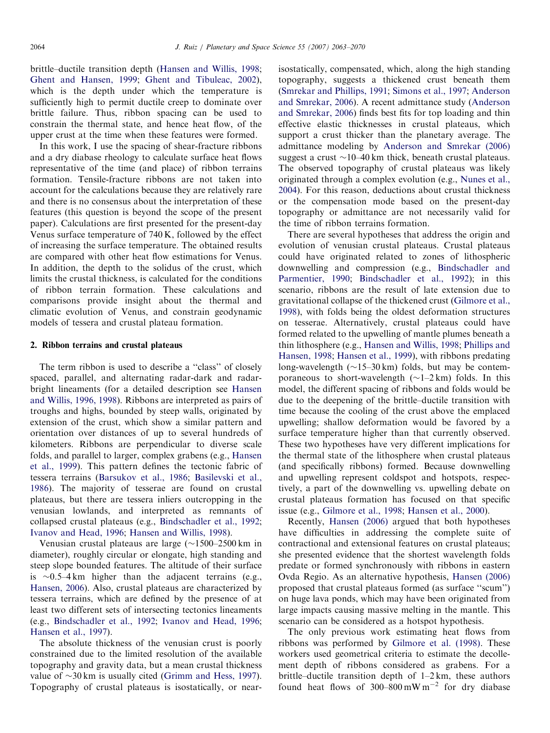brittle–ductile transition depth (Hansen and Willis, 1998; Ghent and Hansen, 1999; Ghent and Tibuleac, 2002), which is the depth under which the temperature is sufficiently high to permit ductile creep to dominate over brittle failure. Thus, ribbon spacing can be used to constrain the thermal state, and hence heat flow, of the upper crust at the time when these features were formed.

In this work, I use the spacing of shear-fracture ribbons and a dry diabase rheology to calculate surface heat flows representative of the time (and place) of ribbon terrains formation. Tensile-fracture ribbons are not taken into account for the calculations because they are relatively rare and there is no consensus about the interpretation of these features (this question is beyond the scope of the present paper). Calculations are first presented for the present-day Venus surface temperature of 740 K, followed by the effect of increasing the surface temperature. The obtained results are compared with other heat flow estimations for Venus. In addition, the depth to the solidus of the crust, which limits the crustal thickness, is calculated for the conditions of ribbon terrain formation. These calculations and comparisons provide insight about the thermal and climatic evolution of Venus, and constrain geodynamic models of tessera and crustal plateau formation.

## 2. Ribbon terrains and crustal plateaus

The term ribbon is used to describe a "class" of closely spaced, parallel, and alternating radar-dark and radar-bright lineaments (for a detailed description see Hansen and Willis, 1996, 1998). Ribbons are interpreted as pairs of troughs and highs, bounded by steep walls, originated by extension of the crust, which show a similar pattern and orientation over distances of up to several hundreds of kilometers. Ribbons are perpendicular to diverse scale folds, and parallel to larger, complex grabens (e.g., Hansen et al., 1999). This pattern defines the tectonic fabric of tessera terrains (Barsukov et al., 1986; Basilevski et al., 1986). The majority of tesserae are found on crustal plateaus, but there are tessera inliers outcropping in the venusian lowlands, and interpreted as remnants of collapsed crustal plateaus (e.g., Bindschadler et al., 1992; Ivanov and Head, 1996; Hansen and Willis, 1998).

Venusian crustal plateaus are large (~1500–2500 km in diameter), roughly circular or elongate, high standing and steep slope bounded features. The altitude of their surface is ~0.5–4 km higher than the adjacent terrains (e.g., Hansen, 2006). Also, crustal plateaus are characterized by tessera terrains, which are defined by the presence of at least two different sets of intersecting tectonics lineaments (e.g., Bindschadler et al., 1992; Ivanov and Head, 1996; Hansen et al., 1997).

The absolute thickness of the venusian crust is poorly constrained due to the limited resolution of the available topography and gravity data, but a mean crustal thickness value of ~30 km is usually cited (Grimm and Hess, 1997). Topography of crustal plateaus is isostatically, or near-isostatically, compensated, which, along the high standing topography, suggests a thickened crust beneath them (Smrekar and Phillips, 1991; Simons et al., 1997; Anderson and Smrekar, 2006). A recent admittance study (Anderson and Smrekar, 2006) finds best fits for top loading and thin effective elastic thicknesses in crustal plateaus, which support a crust thicker than the planetary average. The admittance modeling by Anderson and Smrekar (2006) suggest a crust ~10–40 km thick, beneath crustal plateaus. The observed topography of crustal plateaus was likely originated through a complex evolution (e.g., Nunes et al., 2004). For this reason, deductions about crustal thickness or the compensation mode based on the present-day topography or admittance are not necessarily valid for the time of ribbon terrains formation.

There are several hypotheses that address the origin and evolution of venusian crustal plateaus. Crustal plateaus could have originated related to zones of lithospheric downwelling and compression (e.g., Bindschadler and Parmentier, 1990; Bindschadler et al., 1992); in this scenario, ribbons are the result of late extension due to gravitational collapse of the thickened crust (Gilmore et al., 1998), with folds being the oldest deformation structures on tesserae. Alternatively, crustal plateaus could have formed related to the upwelling of mantle plumes beneath a thin lithosphere (e.g., Hansen and Willis, 1998; Phillips and Hansen, 1998; Hansen et al., 1999), with ribbons predating long-wavelength (~15–30 km) folds, but may be contemporaneous to short-wavelength (~1–2 km) folds. In this model, the different spacing of ribbons and folds would be due to the deepening of the brittle–ductile transition with time because the cooling of the crust above the emplaced upwelling; shallow deformation would be favored by a surface temperature higher than that currently observed. These two hypotheses have very different implications for the thermal state of the lithosphere when crustal plateaus (and specifically ribbons) formed. Because downwelling and upwelling represent coldspot and hotspots, respectively, a part of the downwelling vs. upwelling debate on crustal plateaus formation has focused on that specific issue (e.g., Gilmore et al., 1998; Hansen et al., 2000).

Recently, Hansen (2006) argued that both hypotheses have difficulties in addressing the complete suite of contractional and extensional features on crustal plateaus; she presented evidence that the shortest wavelength folds predate or formed synchronously with ribbons in eastern Ovda Regio. As an alternative hypothesis, Hansen (2006) proposed that crustal plateaus formed (as surface "scum") on huge lava ponds, which may have been originated from large impacts causing massive melting in the mantle. This scenario can be considered as a hotspot hypothesis.

The only previous work estimating heat flows from ribbons was performed by Gilmore et al. (1998). These workers used geometrical criteria to estimate the decollement depth of ribbons considered as grabens. For a brittle–ductile transition depth of 1–2 km, these authors found heat flows of 300–800 mW m$^{-2}$ for dry diabase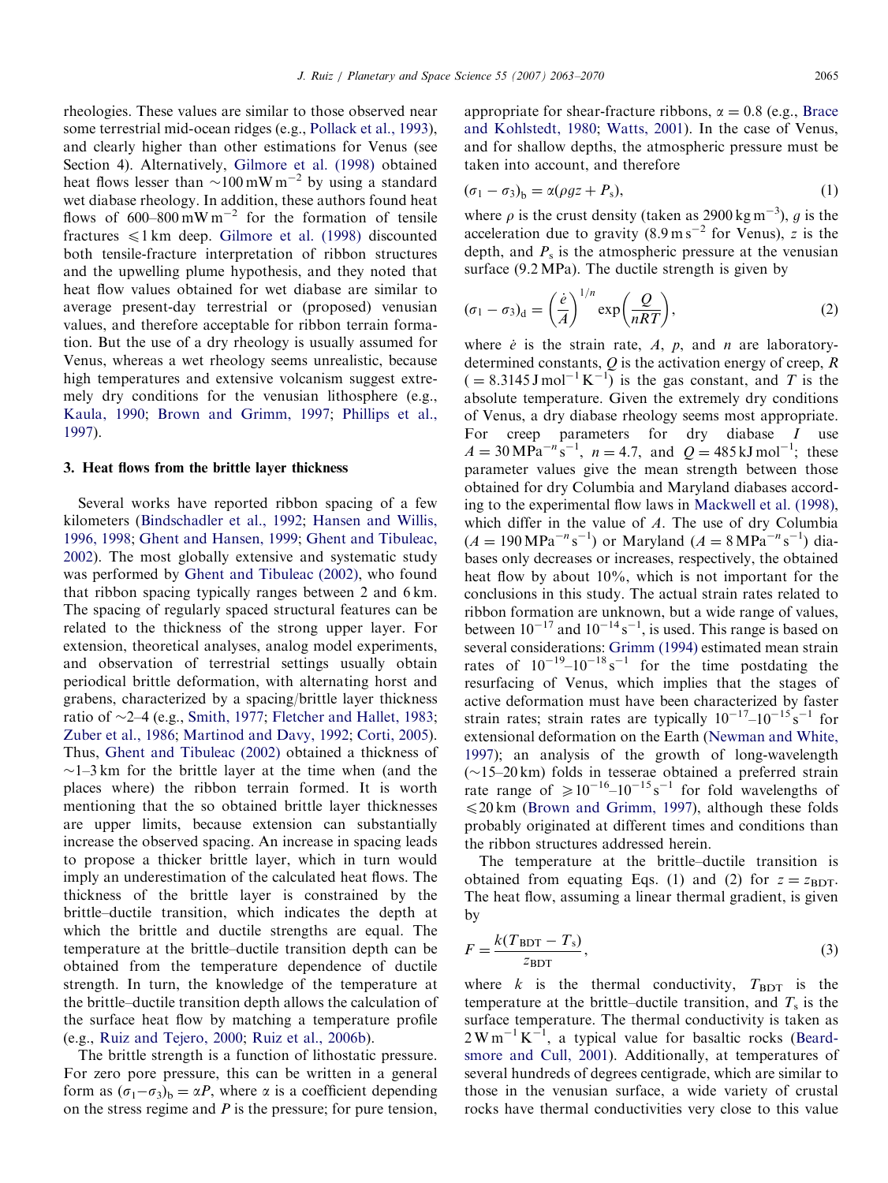rheologies. These values are similar to those observed near some terrestrial mid-ocean ridges (e.g., Pollack et al., 1993), and clearly higher than other estimations for Venus (see Section 4). Alternatively, Gilmore et al. (1998) obtained heat flows lesser than $\sim 100\,\mathrm{mW\,m^{-2}}$ by using a standard wet diabase rheology. In addition, these authors found heat flows of $600–800\,\mathrm{mW\,m^{-2}}$ for the formation of tensile fractures $\leqslant 1$ km deep. Gilmore et al. (1998) discounted both tensile-fracture interpretation of ribbon structures and the upwelling plume hypothesis, and they noted that heat flow values obtained for wet diabase are similar to average present-day terrestrial or (proposed) venusian values, and therefore acceptable for ribbon terrain formation. But the use of a dry rheology is usually assumed for Venus, whereas a wet rheology seems unrealistic, because high temperatures and extensive volcanism suggest extremely dry conditions for the venusian lithosphere (e.g., Kaula, 1990; Brown and Grimm, 1997; Phillips et al., 1997).

## 3. Heat flows from the brittle layer thickness

Several works have reported ribbon spacing of a few kilometers (Bindschadler et al., 1992; Hansen and Willis, 1996, 1998; Ghent and Hansen, 1999; Ghent and Tibuleac, 2002). The most globally extensive and systematic study was performed by Ghent and Tibuleac (2002), who found that ribbon spacing typically ranges between 2 and 6 km. The spacing of regularly spaced structural features can be related to the thickness of the strong upper layer. For extension, theoretical analyses, analog model experiments, and observation of terrestrial settings usually obtain periodical brittle deformation, with alternating horst and grabens, characterized by a spacing/brittle layer thickness ratio of $\sim$2–4 (e.g., Smith, 1977; Fletcher and Hallet, 1983; Zuber et al., 1986; Martinod and Davy, 1992; Corti, 2005). Thus, Ghent and Tibuleac (2002) obtained a thickness of $\sim$1–3 km for the brittle layer at the time when (and the places where) the ribbon terrain formed. It is worth mentioning that the so obtained brittle layer thicknesses are upper limits, because extension can substantially increase the observed spacing. An increase in spacing leads to propose a thicker brittle layer, which in turn would imply an underestimation of the calculated heat flows. The thickness of the brittle layer is constrained by the brittle–ductile transition, which indicates the depth at which the brittle and ductile strengths are equal. The temperature at the brittle–ductile transition depth can be obtained from the temperature dependence of ductile strength. In turn, the knowledge of the temperature at the brittle–ductile transition depth allows the calculation of the surface heat flow by matching a temperature profile (e.g., Ruiz and Tejero, 2000; Ruiz et al., 2006b).

The brittle strength is a function of lithostatic pressure. For zero pore pressure, this can be written in a general form as $(\sigma_1 - \sigma_3)_b = \alpha P$, where $\alpha$ is a coefficient depending on the stress regime and $P$ is the pressure; for pure tension, appropriate for shear-fracture ribbons, $\alpha = 0.8$ (e.g., Brace and Kohlstedt, 1980; Watts, 2001). In the case of Venus, and for shallow depths, the atmospheric pressure must be taken into account, and therefore

$$(\sigma_1 - \sigma_3)_b = \alpha(\rho g z + P_s), \tag{1}$$

where $\rho$ is the crust density (taken as $2900\,\mathrm{kg\,m^{-3}}$), $g$ is the acceleration due to gravity ($8.9\,\mathrm{m\,s^{-2}}$ for Venus), $z$ is the depth, and $P_s$ is the atmospheric pressure at the venusian surface (9.2 MPa). The ductile strength is given by

$$(\sigma_1 - \sigma_3)_d = \left(\frac{\dot{e}}{A}\right)^{1/n} \exp\left(\frac{Q}{nRT}\right), \tag{2}$$

where $\dot{e}$ is the strain rate, $A$, $p$, and $n$ are laboratory-determined constants, $Q$ is the activation energy of creep, $R$ ($= 8.3145\,\mathrm{J\,mol^{-1}\,K^{-1}}$) is the gas constant, and $T$ is the absolute temperature. Given the extremely dry conditions of Venus, a dry diabase rheology seems most appropriate. For creep parameters for dry diabase I use $A = 30\,\mathrm{MPa^{-n}\,s^{-1}}$, $n = 4.7$, and $Q = 485\,\mathrm{kJ\,mol^{-1}}$; these parameter values give the mean strength between those obtained for dry Columbia and Maryland diabases according to the experimental flow laws in Mackwell et al. (1998), which differ in the value of $A$. The use of dry Columbia ($A = 190\,\mathrm{MPa^{-n}\,s^{-1}}$) or Maryland ($A = 8\,\mathrm{MPa^{-n}\,s^{-1}}$) diabases only decreases or increases, respectively, the obtained heat flow by about 10%, which is not important for the conclusions in this study. The actual strain rates related to ribbon formation are unknown, but a wide range of values, between $10^{-17}$ and $10^{-14}\,\mathrm{s^{-1}}$, is used. This range is based on several considerations: Grimm (1994) estimated mean strain rates of $10^{-19}$–$10^{-18}\,\mathrm{s^{-1}}$ for the time postdating the resurfacing of Venus, which implies that the stages of active deformation must have been characterized by faster strain rates; strain rates are typically $10^{-17}$–$10^{-15}\,\mathrm{s^{-1}}$ for extensional deformation on the Earth (Newman and White, 1997); an analysis of the growth of long-wavelength ($\sim$15–20 km) folds in tesserae obtained a preferred strain rate range of $\geqslant 10^{-16}$–$10^{-15}\,\mathrm{s^{-1}}$ for fold wavelengths of $\leqslant 20$ km (Brown and Grimm, 1997), although these folds probably originated at different times and conditions than the ribbon structures addressed herein.

The temperature at the brittle–ductile transition is obtained from equating Eqs. (1) and (2) for $z = z_{\mathrm{BDT}}$. The heat flow, assuming a linear thermal gradient, is given by

$$F = \frac{k(T_{\mathrm{BDT}} - T_s)}{z_{\mathrm{BDT}}}, \tag{3}$$

where $k$ is the thermal conductivity, $T_{\mathrm{BDT}}$ is the temperature at the brittle–ductile transition, and $T_s$ is the surface temperature. The thermal conductivity is taken as $2\,\mathrm{W\,m^{-1}\,K^{-1}}$, a typical value for basaltic rocks (Beardsmore and Cull, 2001). Additionally, at temperatures of several hundreds of degrees centigrade, which are similar to those in the venusian surface, a wide variety of crustal rocks have thermal conductivities very close to this value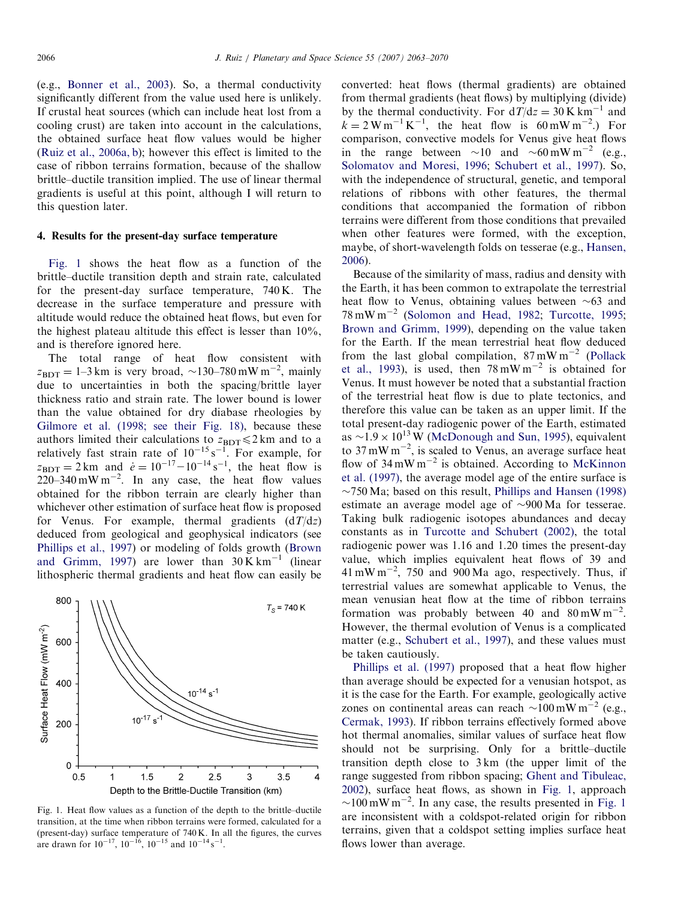(e.g., Bonner et al., 2003). So, a thermal conductivity significantly different from the value used here is unlikely. If crustal heat sources (which can include heat lost from a cooling crust) are taken into account in the calculations, the obtained surface heat flow values would be higher (Ruiz et al., 2006a, b); however this effect is limited to the case of ribbon terrains formation, because of the shallow brittle–ductile transition implied. The use of linear thermal gradients is useful at this point, although I will return to this question later.

## 4. Results for the present-day surface temperature

Fig. 1 shows the heat flow as a function of the brittle–ductile transition depth and strain rate, calculated for the present-day surface temperature, 740 K. The decrease in the surface temperature and pressure with altitude would reduce the obtained heat flows, but even for the highest plateau altitude this effect is lesser than 10%, and is therefore ignored here.

The total range of heat flow consistent with $z_{\mathrm{BDT}} = 1$–$3$ km is very broad, ~130–780 mW m$^{-2}$, mainly due to uncertainties in both the spacing/brittle layer thickness ratio and strain rate. The lower bound is lower than the value obtained for dry diabase rheologies by Gilmore et al. (1998; see their Fig. 18), because these authors limited their calculations to $z_{\mathrm{BDT}} \leqslant 2$ km and to a relatively fast strain rate of $10^{-15}$ s$^{-1}$. For example, for $z_{\mathrm{BDT}} = 2$ km and $\dot{e} = 10^{-17}$–$10^{-14}$ s$^{-1}$, the heat flow is 220–340 mW m$^{-2}$. In any case, the heat flow values obtained for the ribbon terrain are clearly higher than whichever other estimation of surface heat flow is proposed for Venus. For example, thermal gradients ($\mathrm{d}T/\mathrm{d}z$) deduced from geological and geophysical indicators (see Phillips et al., 1997) or modeling of folds growth (Brown and Grimm, 1997) are lower than 30 K km$^{-1}$ (linear lithospheric thermal gradients and heat flow can easily be converted: heat flows (thermal gradients) are obtained from thermal gradients (heat flows) by multiplying (divide) by the thermal conductivity. For $\mathrm{d}T/\mathrm{d}z = 30$ K km$^{-1}$ and $k = 2$ W m$^{-1}$ K$^{-1}$, the heat flow is 60 mW m$^{-2}$.) For comparison, convective models for Venus give heat flows in the range between ~10 and ~60 mW m$^{-2}$ (e.g., Solomatov and Moresi, 1996; Schubert et al., 1997). So, with the independence of structural, genetic, and temporal relations of ribbons with other features, the thermal conditions that accompanied the formation of ribbon terrains were different from those conditions that prevailed when other features were formed, with the exception, maybe, of short-wavelength folds on tesserae (e.g., Hansen, 2006).

Because of the similarity of mass, radius and density with the Earth, it has been common to extrapolate the terrestrial heat flow to Venus, obtaining values between ~63 and 78 mW m$^{-2}$ (Solomon and Head, 1982; Turcotte, 1995; Brown and Grimm, 1999), depending on the value taken for the Earth. If the mean terrestrial heat flow deduced from the last global compilation, 87 mW m$^{-2}$ (Pollack et al., 1993), is used, then 78 mW m$^{-2}$ is obtained for Venus. It must however be noted that a substantial fraction of the terrestrial heat flow is due to plate tectonics, and therefore this value can be taken as an upper limit. If the total present-day radiogenic power of the Earth, estimated as ~$1.9 \times 10^{13}$ W (McDonough and Sun, 1995), equivalent to 37 mW m$^{-2}$, is scaled to Venus, an average surface heat flow of 34 mW m$^{-2}$ is obtained. According to McKinnon et al. (1997), the average model age of the entire surface is ~750 Ma; based on this result, Phillips and Hansen (1998) estimate an average model age of ~900 Ma for tesserae. Taking bulk radiogenic isotopes abundances and decay constants as in Turcotte and Schubert (2002), the total radiogenic power was 1.16 and 1.20 times the present-day value, which implies equivalent heat flows of 39 and 41 mW m$^{-2}$, 750 and 900 Ma ago, respectively. Thus, if terrestrial values are somewhat applicable to Venus, the mean venusian heat flow at the time of ribbon terrains formation was probably between 40 and 80 mW m$^{-2}$. However, the thermal evolution of Venus is a complicated matter (e.g., Schubert et al., 1997), and these values must be taken cautiously.

Phillips et al. (1997) proposed that a heat flow higher than average should be expected for a venusian hotspot, as it is the case for the Earth. For example, geologically active zones on continental areas can reach ~100 mW m$^{-2}$ (e.g., Cermak, 1993). If ribbon terrains effectively formed above hot thermal anomalies, similar values of surface heat flow should not be surprising. Only for a brittle–ductile transition depth close to 3 km (the upper limit of the range suggested from ribbon spacing; Ghent and Tibuleac, 2002), surface heat flows, as shown in Fig. 1, approach ~100 mW m$^{-2}$. In any case, the results presented in Fig. 1 are inconsistent with a coldspot-related origin for ribbon terrains, given that a coldspot setting implies surface heat flows lower than average.

Fig. 1. Heat flow values as a function of the depth to the brittle–ductile transition, at the time when ribbon terrains were formed, calculated for a (present-day) surface temperature of 740 K. In all the figures, the curves are drawn for $10^{-17}$, $10^{-16}$, $10^{-15}$ and $10^{-14}$ s$^{-1}$.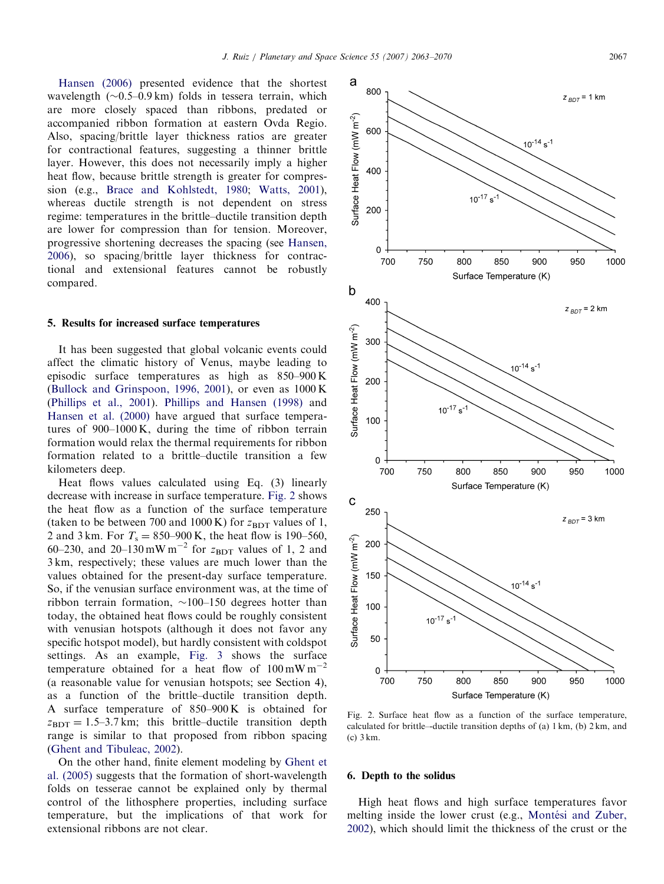Hansen (2006) presented evidence that the shortest wavelength (~0.5–0.9 km) folds in tessera terrain, which are more closely spaced than ribbons, predated or accompanied ribbon formation at eastern Ovda Regio. Also, spacing/brittle layer thickness ratios are greater for contractional features, suggesting a thinner brittle layer. However, this does not necessarily imply a higher heat flow, because brittle strength is greater for compression (e.g., Brace and Kohlstedt, 1980; Watts, 2001), whereas ductile strength is not dependent on stress regime: temperatures in the brittle–ductile transition depth are lower for compression than for tension. Moreover, progressive shortening decreases the spacing (see Hansen, 2006), so spacing/brittle layer thickness for contractional and extensional features cannot be robustly compared.

## 5. Results for increased surface temperatures

It has been suggested that global volcanic events could affect the climatic history of Venus, maybe leading to episodic surface temperatures as high as 850–900 K (Bullock and Grinspoon, 1996, 2001), or even as 1000 K (Phillips et al., 2001). Phillips and Hansen (1998) and Hansen et al. (2000) have argued that surface temperatures of 900–1000 K, during the time of ribbon terrain formation would relax the thermal requirements for ribbon formation related to a brittle–ductile transition a few kilometers deep.

Heat flows values calculated using Eq. (3) linearly decrease with increase in surface temperature. Fig. 2 shows the heat flow as a function of the surface temperature (taken to be between 700 and 1000 K) for $z_{BDT}$ values of 1, 2 and 3 km. For $T_s = 850$–$900$ K, the heat flow is 190–560, 60–230, and 20–130 mW m$^{-2}$ for $z_{BDT}$ values of 1, 2 and 3 km, respectively; these values are much lower than the values obtained for the present-day surface temperature. So, if the venusian surface environment was, at the time of ribbon terrain formation, ~100–150 degrees hotter than today, the obtained heat flows could be roughly consistent with venusian hotspots (although it does not favor any specific hotspot model), but hardly consistent with coldspot settings. As an example, Fig. 3 shows the surface temperature obtained for a heat flow of 100 mW m$^{-2}$ (a reasonable value for venusian hotspots; see Section 4), as a function of the brittle–ductile transition depth. A surface temperature of 850–900 K is obtained for $z_{BDT} = 1.5$–$3.7$ km; this brittle–ductile transition depth range is similar to that proposed from ribbon spacing (Ghent and Tibuleac, 2002).

On the other hand, finite element modeling by Ghent et al. (2005) suggests that the formation of short-wavelength folds on tesserae cannot be explained only by thermal control of the lithosphere properties, including surface temperature, but the implications of that work for extensional ribbons are not clear.

Fig. 2. Surface heat flow as a function of the surface temperature, calculated for brittle–ductile transition depths of (a) 1 km, (b) 2 km, and (c) 3 km.

## 6. Depth to the solidus

High heat flows and high surface temperatures favor melting inside the lower crust (e.g., Montési and Zuber, 2002), which should limit the thickness of the crust or the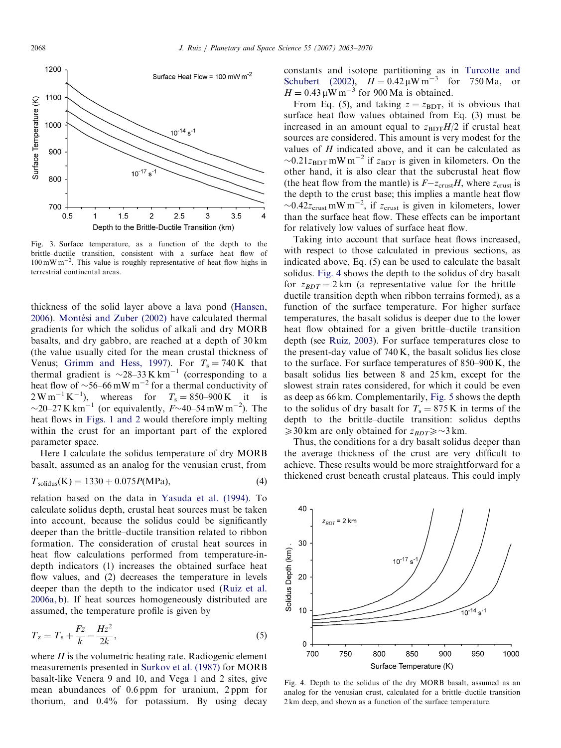Fig. 3. Surface temperature, as a function of the depth to the brittle–ductile transition, consistent with a surface heat flow of $100\,\text{mW m}^{-2}$. This value is roughly representative of heat flow highs in terrestrial continental areas.

thickness of the solid layer above a lava pond (Hansen, 2006). Montési and Zuber (2002) have calculated thermal gradients for which the solidus of alkali and dry MORB basalts, and dry gabbro, are reached at a depth of 30 km (the value usually cited for the mean crustal thickness of Venus; Grimm and Hess, 1997). For $T_s = 740\,\text{K}$ that thermal gradient is $\sim$28–33 $\text{K km}^{-1}$ (corresponding to a heat flow of $\sim$56–66 $\text{mW m}^{-2}$ for a thermal conductivity of $2\,\text{W m}^{-1}\,\text{K}^{-1}$), whereas for $T_s = 850$–$900\,\text{K}$ it is $\sim$20–27 $\text{K km}^{-1}$ (or equivalently, $F\sim$40–54 $\text{mW m}^{-2}$). The heat flows in Figs. 1 and 2 would therefore imply melting within the crust for an important part of the explored parameter space.

Here I calculate the solidus temperature of dry MORB basalt, assumed as an analog for the venusian crust, from

$$T_{\text{solidus}}(\text{K}) = 1330 + 0.075P(\text{MPa}), \tag{4}$$

relation based on the data in Yasuda et al. (1994). To calculate solidus depth, crustal heat sources must be taken into account, because the solidus could be significantly deeper than the brittle–ductile transition related to ribbon formation. The consideration of crustal heat sources in heat flow calculations performed from temperature-in-depth indicators (1) increases the obtained surface heat flow values, and (2) decreases the temperature in levels deeper than the depth to the indicator used (Ruiz et al. 2006a, b). If heat sources homogeneously distributed are assumed, the temperature profile is given by

$$T_z = T_s + \frac{Fz}{k} - \frac{Hz^2}{2k}, \tag{5}$$

where $H$ is the volumetric heating rate. Radiogenic element measurements presented in Surkov et al. (1987) for MORB basalt-like Venera 9 and 10, and Vega 1 and 2 sites, give mean abundances of 0.6 ppm for uranium, 2 ppm for thorium, and 0.4% for potassium. By using decay constants and isotope partitioning as in Turcotte and Schubert (2002), $H = 0.42\,\mu\text{W m}^{-3}$ for 750 Ma, or $H = 0.43\,\mu\text{W m}^{-3}$ for 900 Ma is obtained.

From Eq. (5), and taking $z = z_{\text{BDT}}$, it is obvious that surface heat flow values obtained from Eq. (3) must be increased in an amount equal to $z_{\text{BDT}}H/2$ if crustal heat sources are considered. This amount is very modest for the values of $H$ indicated above, and it can be calculated as $\sim 0.21 z_{\text{BDT}}\,\text{mW m}^{-2}$ if $z_{\text{BDT}}$ is given in kilometers. On the other hand, it is also clear that the subcrustal heat flow (the heat flow from the mantle) is $F - z_{\text{crust}}H$, where $z_{\text{crust}}$ is the depth to the crust base; this implies a mantle heat flow $\sim 0.42 z_{\text{crust}}\,\text{mW m}^{-2}$, if $z_{\text{crust}}$ is given in kilometers, lower than the surface heat flow. These effects can be important for relatively low values of surface heat flow.

Taking into account that surface heat flows increased, with respect to those calculated in previous sections, as indicated above, Eq. (5) can be used to calculate the basalt solidus. Fig. 4 shows the depth to the solidus of dry basalt for $z_{BDT} = 2\,\text{km}$ (a representative value for the brittle–ductile transition depth when ribbon terrains formed), as a function of the surface temperature. For higher surface temperatures, the basalt solidus is deeper due to the lower heat flow obtained for a given brittle–ductile transition depth (see Ruiz, 2003). For surface temperatures close to the present-day value of 740 K, the basalt solidus lies close to the surface. For surface temperatures of 850–900 K, the basalt solidus lies between 8 and 25 km, except for the slowest strain rates considered, for which it could be even as deep as 66 km. Complementarily, Fig. 5 shows the depth to the solidus of dry basalt for $T_s = 875\,\text{K}$ in terms of the depth to the brittle–ductile transition: solidus depths $\geqslant$30 km are only obtained for $z_{BDT} \geqslant \sim 3\,\text{km}$.

Thus, the conditions for a dry basalt solidus deeper than the average thickness of the crust are very difficult to achieve. These results would be more straightforward for a thickened crust beneath crustal plateaus. This could imply

Fig. 4. Depth to the solidus of the dry MORB basalt, assumed as an analog for the venusian crust, calculated for a brittle–ductile transition 2 km deep, and shown as a function of the surface temperature.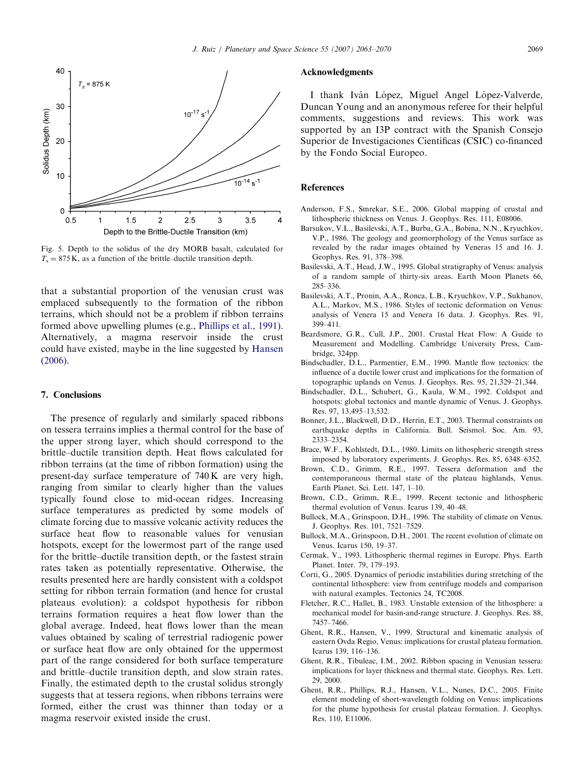40

$T_s$ = 875 K

30

$10^{-17}$ s$^{-1}$

Solidus Depth (km)

20

10

$10^{-14}$ s$^{-1}$

0

0.5 1 1.5 2 2.5 3 3.5 4

Depth to the Brittle-Ductile Transition (km)

Fig. 5. Depth to the solidus of the dry MORB basalt, calculated for $T_s = 875$ K, as a function of the brittle–ductile transition depth.

that a substantial proportion of the venusian crust was emplaced subsequently to the formation of the ribbon terrains, which should not be a problem if ribbon terrains formed above upwelling plumes (e.g., Phillips et al., 1991). Alternatively, a magma reservoir inside the crust could have existed, maybe in the line suggested by Hansen (2006).

## 7. Conclusions

The presence of regularly and similarly spaced ribbons on tessera terrains implies a thermal control for the base of the upper strong layer, which should correspond to the brittle–ductile transition depth. Heat flows calculated for ribbon terrains (at the time of ribbon formation) using the present-day surface temperature of 740 K are very high, ranging from similar to clearly higher than the values typically found close to mid-ocean ridges. Increasing surface temperatures as predicted by some models of climate forcing due to massive volcanic activity reduces the surface heat flow to reasonable values for venusian hotspots, except for the lowermost part of the range used for the brittle–ductile transition depth, or the fastest strain rates taken as potentially representative. Otherwise, the results presented here are hardly consistent with a coldspot setting for ribbon terrain formation (and hence for crustal plateaus evolution): a coldspot hypothesis for ribbon terrains formation requires a heat flow lower than the global average. Indeed, heat flows lower than the mean values obtained by scaling of terrestrial radiogenic power or surface heat flow are only obtained for the uppermost part of the range considered for both surface temperature and brittle–ductile transition depth, and slow strain rates. Finally, the estimated depth to the crustal solidus strongly suggests that at tessera regions, when ribbons terrains were formed, either the crust was thinner than today or a magma reservoir existed inside the crust.

## Acknowledgments

I thank Iván López, Miguel Angel López-Valverde, Duncan Young and an anonymous referee for their helpful comments, suggestions and reviews. This work was supported by an I3P contract with the Spanish Consejo Superior de Investigaciones Científicas (CSIC) co-financed by the Fondo Social Europeo.

## References

Anderson, F.S., Smrekar, S.E., 2006. Global mapping of crustal and lithospheric thickness on Venus. J. Geophys. Res. 111, E08006.

Barsukov, V.L., Basilevski, A.T., Burba, G.A., Bobina, N.N., Kryuchkov, V.P., 1986. The geology and geomorphology of the Venus surface as revealed by the radar images obtained by Veneras 15 and 16. J. Geophys. Res. 91, 378–398.

Basilevski, A.T., Head, J.W., 1995. Global stratigraphy of Venus: analysis of a random sample of thirty-six areas. Earth Moon Planets 66, 285–336.

Basilevski, A.T., Pronin, A.A., Ronca, L.B., Kryuchkov, V.P., Sukhanov, A.L., Markov, M.S., 1986. Styles of tectonic deformation on Venus: analysis of Venera 15 and Venera 16 data. J. Geophys. Res. 91, 399–411.

Beardsmore, G.R., Cull, J.P., 2001. Crustal Heat Flow: A Guide to Measurement and Modelling. Cambridge University Press, Cambridge, 324pp.

Bindschadler, D.L., Parmentier, E.M., 1990. Mantle flow tectonics: the influence of a ductile lower crust and implications for the formation of topographic uplands on Venus. J. Geophys. Res. 95, 21,329–21,344.

Bindschadler, D.L., Schubert, G., Kaula, W.M., 1992. Coldspot and hotspots: global tectonics and mantle dynamic of Venus. J. Geophys. Res. 97, 13,495–13,532.

Bonner, J.L., Blackwell, D.D., Herrin, E.T., 2003. Thermal constraints on earthquake depths in California. Bull. Seismol. Soc. Am. 93, 2333–2354.

Brace, W.F., Kohlstedt, D.L., 1980. Limits on lithospheric strength stress imposed by laboratory experiments. J. Geophys. Res. 85, 6348–6352.

Brown, C.D., Grimm, R.E., 1997. Tessera deformation and the contemporaneous thermal state of the plateau highlands, Venus. Earth Planet. Sci. Lett. 147, 1–10.

Brown, C.D., Grimm, R.E., 1999. Recent tectonic and lithospheric thermal evolution of Venus. Icarus 139, 40–48.

Bullock, M.A., Grinspoon, D.H., 1996. The stability of climate on Venus. J. Geophys. Res. 101, 7521–7529.

Bullock, M.A., Grinspoon, D.H., 2001. The recent evolution of climate on Venus. Icarus 150, 19–37.

Cermak, V., 1993. Lithospheric thermal regimes in Europe. Phys. Earth Planet. Inter. 79, 179–193.

Corti, G., 2005. Dynamics of periodic instabilities during stretching of the continental lithosphere: view from centrifuge models and comparison with natural examples. Tectonics 24, TC2008.

Fletcher, R.C., Hallet, B., 1983. Unstable extension of the lithosphere: a mechanical model for basin-and-range structure. J. Geophys. Res. 88, 7457–7466.

Ghent, R.R., Hansen, V., 1999. Structural and kinematic analysis of eastern Ovda Regio, Venus: implications for crustal plateau formation. Icarus 139, 116–136.

Ghent, R.R., Tibuleac, I.M., 2002. Ribbon spacing in Venusian tessera: implications for layer thickness and thermal state. Geophys. Res. Lett. 29, 2000.

Ghent, R.R., Phillips, R.J., Hansen, V.L., Nunes, D.C., 2005. Finite element modeling of short-wavelength folding on Venus: implications for the plume hypothesis for crustal plateau formation. J. Geophys. Res. 110, E11006.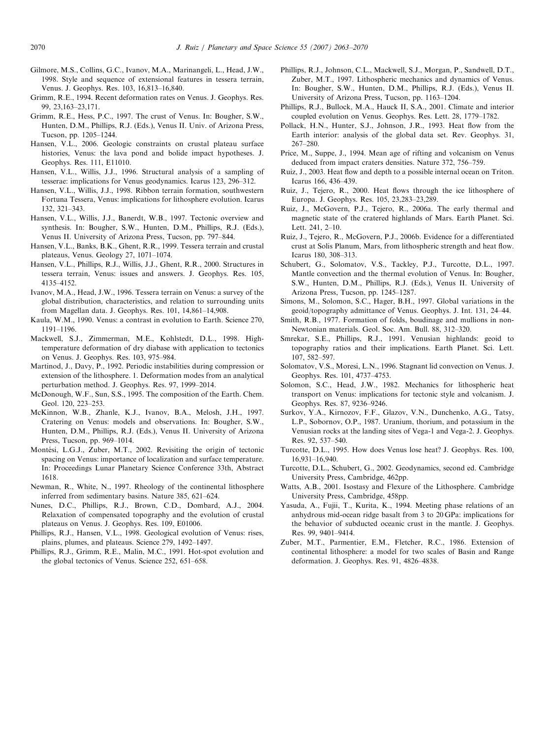Gilmore, M.S., Collins, G.C., Ivanov, M.A., Marinangeli, L., Head, J.W., 1998. Style and sequence of extensional features in tessera terrain, Venus. J. Geophys. Res. 103, 16,813–16,840.

Grimm, R.E., 1994. Recent deformation rates on Venus. J. Geophys. Res. 99, 23,163–23,171.

Grimm, R.E., Hess, P.C., 1997. The crust of Venus. In: Bougher, S.W., Hunten, D.M., Phillips, R.J. (Eds.), Venus II. Univ. of Arizona Press, Tucson, pp. 1205–1244.

Hansen, V.L., 2006. Geologic constraints on crustal plateau surface histories, Venus: the lava pond and bolide impact hypotheses. J. Geophys. Res. 111, E11010.

Hansen, V.L., Willis, J.J., 1996. Structural analysis of a sampling of tesserae: implications for Venus geodynamics. Icarus 123, 296–312.

Hansen, V.L., Willis, J.J., 1998. Ribbon terrain formation, southwestern Fortuna Tessera, Venus: implications for lithosphere evolution. Icarus 132, 321–343.

Hansen, V.L., Willis, J.J., Banerdt, W.B., 1997. Tectonic overview and synthesis. In: Bougher, S.W., Hunten, D.M., Phillips, R.J. (Eds.), Venus II. University of Arizona Press, Tucson, pp. 797–844.

Hansen, V.L., Banks, B.K., Ghent, R.R., 1999. Tessera terrain and crustal plateaus, Venus. Geology 27, 1071–1074.

Hansen, V.L., Phillips, R.J., Willis, J.J., Ghent, R.R., 2000. Structures in tessera terrain, Venus: issues and answers. J. Geophys. Res. 105, 4135–4152.

Ivanov, M.A., Head, J.W., 1996. Tessera terrain on Venus: a survey of the global distribution, characteristics, and relation to surrounding units from Magellan data. J. Geophys. Res. 101, 14,861–14,908.

Kaula, W.M., 1990. Venus: a contrast in evolution to Earth. Science 270, 1191–1196.

Mackwell, S.J., Zimmerman, M.E., Kohlstedt, D.L., 1998. High-temperature deformation of dry diabase with application to tectonics on Venus. J. Geophys. Res. 103, 975–984.

Martinod, J., Davy, P., 1992. Periodic instabilities during compression or extension of the lithosphere. 1. Deformation modes from an analytical perturbation method. J. Geophys. Res. 97, 1999–2014.

McDonough, W.F., Sun, S.S., 1995. The composition of the Earth. Chem. Geol. 120, 223–253.

McKinnon, W.B., Zhanle, K.J., Ivanov, B.A., Melosh, J.H., 1997. Cratering on Venus: models and observations. In: Bougher, S.W., Hunten, D.M., Phillips, R.J. (Eds.), Venus II. University of Arizona Press, Tucson, pp. 969–1014.

Montési, L.G.J., Zuber, M.T., 2002. Revisiting the origin of tectonic spacing on Venus: importance of localization and surface temperature. In: Proceedings Lunar Planetary Science Conference 33th, Abstract 1618.

Newman, R., White, N., 1997. Rheology of the continental lithosphere inferred from sedimentary basins. Nature 385, 621–624.

Nunes, D.C., Phillips, R.J., Brown, C.D., Dombard, A.J., 2004. Relaxation of compensated topography and the evolution of crustal plateaus on Venus. J. Geophys. Res. 109, E01006.

Phillips, R.J., Hansen, V.L., 1998. Geological evolution of Venus: rises, plains, plumes, and plateaus. Science 279, 1492–1497.

Phillips, R.J., Grimm, R.E., Malin, M.C., 1991. Hot-spot evolution and the global tectonics of Venus. Science 252, 651–658.

Phillips, R.J., Johnson, C.L., Mackwell, S.J., Morgan, P., Sandwell, D.T., Zuber, M.T., 1997. Lithospheric mechanics and dynamics of Venus. In: Bougher, S.W., Hunten, D.M., Phillips, R.J. (Eds.), Venus II. University of Arizona Press, Tucson, pp. 1163–1204.

Phillips, R.J., Bullock, M.A., Hauck II, S.A., 2001. Climate and interior coupled evolution on Venus. Geophys. Res. Lett. 28, 1779–1782.

Pollack, H.N., Hunter, S.J., Johnson, J.R., 1993. Heat flow from the Earth interior: analysis of the global data set. Rev. Geophys. 31, 267–280.

Price, M., Suppe, J., 1994. Mean age of rifting and volcanism on Venus deduced from impact craters densities. Nature 372, 756–759.

Ruiz, J., 2003. Heat flow and depth to a possible internal ocean on Triton. Icarus 166, 436–439.

Ruiz, J., Tejero, R., 2000. Heat flows through the ice lithosphere of Europa. J. Geophys. Res. 105, 23,283–23,289.

Ruiz, J., McGovern, P.J., Tejero, R., 2006a. The early thermal and magnetic state of the cratered highlands of Mars. Earth Planet. Sci. Lett. 241, 2–10.

Ruiz, J., Tejero, R., McGovern, P.J., 2006b. Evidence for a differentiated crust at Solis Planum, Mars, from lithospheric strength and heat flow. Icarus 180, 308–313.

Schubert, G., Solomatov, V.S., Tackley, P.J., Turcotte, D.L., 1997. Mantle convection and the thermal evolution of Venus. In: Bougher, S.W., Hunten, D.M., Phillips, R.J. (Eds.), Venus II. University of Arizona Press, Tucson, pp. 1245–1287.

Simons, M., Solomon, S.C., Hager, B.H., 1997. Global variations in the geoid/topography admittance of Venus. Geophys. J. Int. 131, 24–44.

Smith, R.B., 1977. Formation of folds, boudinage and mullions in non-Newtonian materials. Geol. Soc. Am. Bull. 88, 312–320.

Smrekar, S.E., Phillips, R.J., 1991. Venusian highlands: geoid to topography ratios and their implications. Earth Planet. Sci. Lett. 107, 582–597.

Solomatov, V.S., Moresi, L.N., 1996. Stagnant lid convection on Venus. J. Geophys. Res. 101, 4737–4753.

Solomon, S.C., Head, J.W., 1982. Mechanics for lithospheric heat transport on Venus: implications for tectonic style and volcanism. J. Geophys. Res. 87, 9236–9246.

Surkov, Y.A., Kirnozov, F.F., Glazov, V.N., Dunchenko, A.G., Tatsy, L.P., Sobornov, O.P., 1987. Uranium, thorium, and potassium in the Venusian rocks at the landing sites of Vega-1 and Vega-2. J. Geophys. Res. 92, 537–540.

Turcotte, D.L., 1995. How does Venus lose heat? J. Geophys. Res. 100, 16,931–16,940.

Turcotte, D.L., Schubert, G., 2002. Geodynamics, second ed. Cambridge University Press, Cambridge, 462pp.

Watts, A.B., 2001. Isostasy and Flexure of the Lithosphere. Cambridge University Press, Cambridge, 458pp.

Yasuda, A., Fujii, T., Kurita, K., 1994. Meeting phase relations of an anhydrous mid-ocean ridge basalt from 3 to 20 GPa: implications for the behavior of subducted oceanic crust in the mantle. J. Geophys. Res. 99, 9401–9414.

Zuber, M.T., Parmentier, E.M., Fletcher, R.C., 1986. Extension of continental lithosphere: a model for two scales of Basin and Range deformation. J. Geophys. Res. 91, 4826–4838.